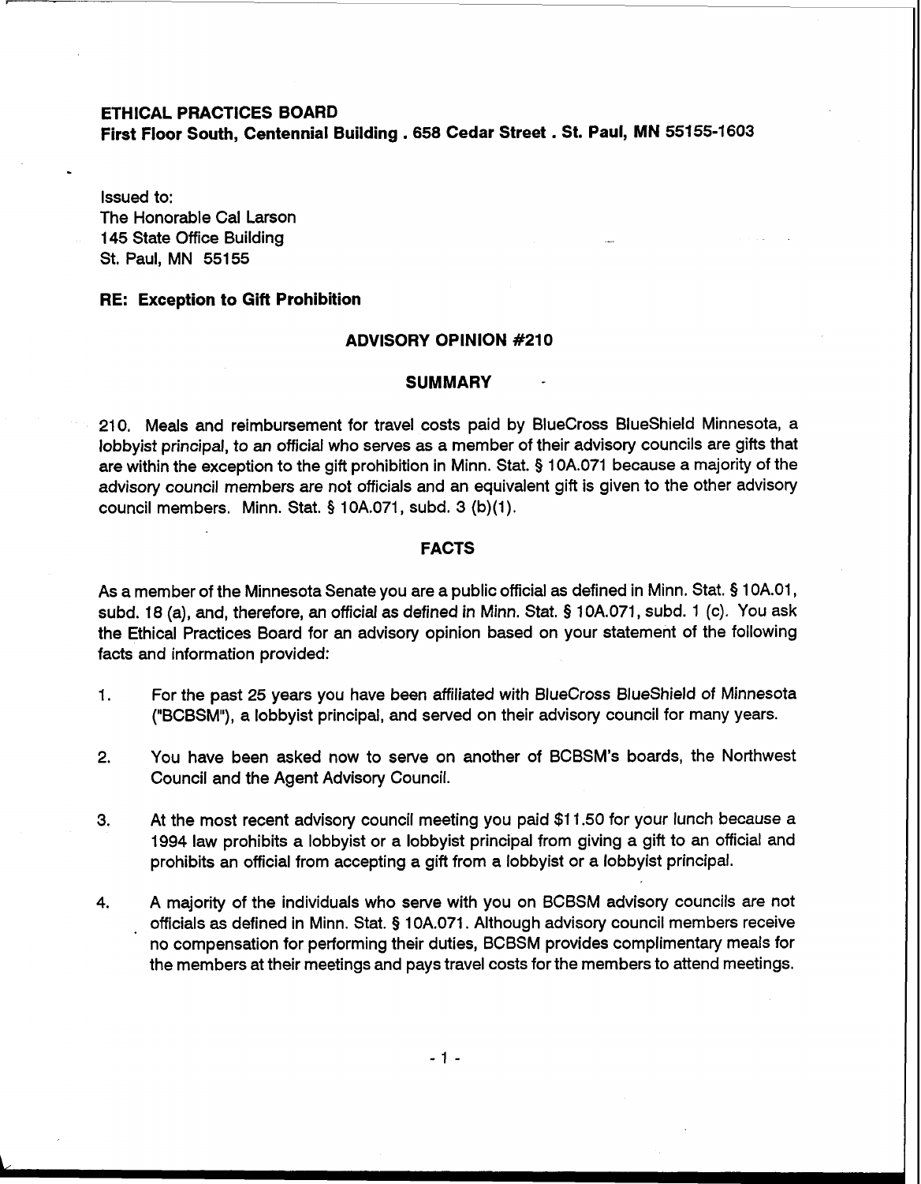**ETHICAL PRACTICES BOARD**
**First Floor South, Centennial Building . 658 Cedar Street . St. Paul, MN 55155-1603**

Issued to:
The Honorable Cal Larson
145 State Office Building
St. Paul, MN 55155

**RE: Exception to Gift Prohibition**

## ADVISORY OPINION #210

### SUMMARY

210. Meals and reimbursement for travel costs paid by BlueCross BlueShield Minnesota, a lobbyist principal, to an official who serves as a member of their advisory councils are gifts that are within the exception to the gift prohibition in Minn. Stat. § 10A.071 because a majority of the advisory council members are not officials and an equivalent gift is given to the other advisory council members. Minn. Stat. § 10A.071, subd. 3 (b)(1).

### FACTS

As a member of the Minnesota Senate you are a public official as defined in Minn. Stat. § 10A.01, subd. 18 (a), and, therefore, an official as defined in Minn. Stat. § 10A.071, subd. 1 (c). You ask the Ethical Practices Board for an advisory opinion based on your statement of the following facts and information provided:

1. For the past 25 years you have been affiliated with BlueCross BlueShield of Minnesota ("BCBSM"), a lobbyist principal, and served on their advisory council for many years.

2. You have been asked now to serve on another of BCBSM's boards, the Northwest Council and the Agent Advisory Council.

3. At the most recent advisory council meeting you paid $11.50 for your lunch because a 1994 law prohibits a lobbyist or a lobbyist principal from giving a gift to an official and prohibits an official from accepting a gift from a lobbyist or a lobbyist principal.

4. A majority of the individuals who serve with you on BCBSM advisory councils are not officials as defined in Minn. Stat. § 10A.071. Although advisory council members receive no compensation for performing their duties, BCBSM provides complimentary meals for the members at their meetings and pays travel costs for the members to attend meetings.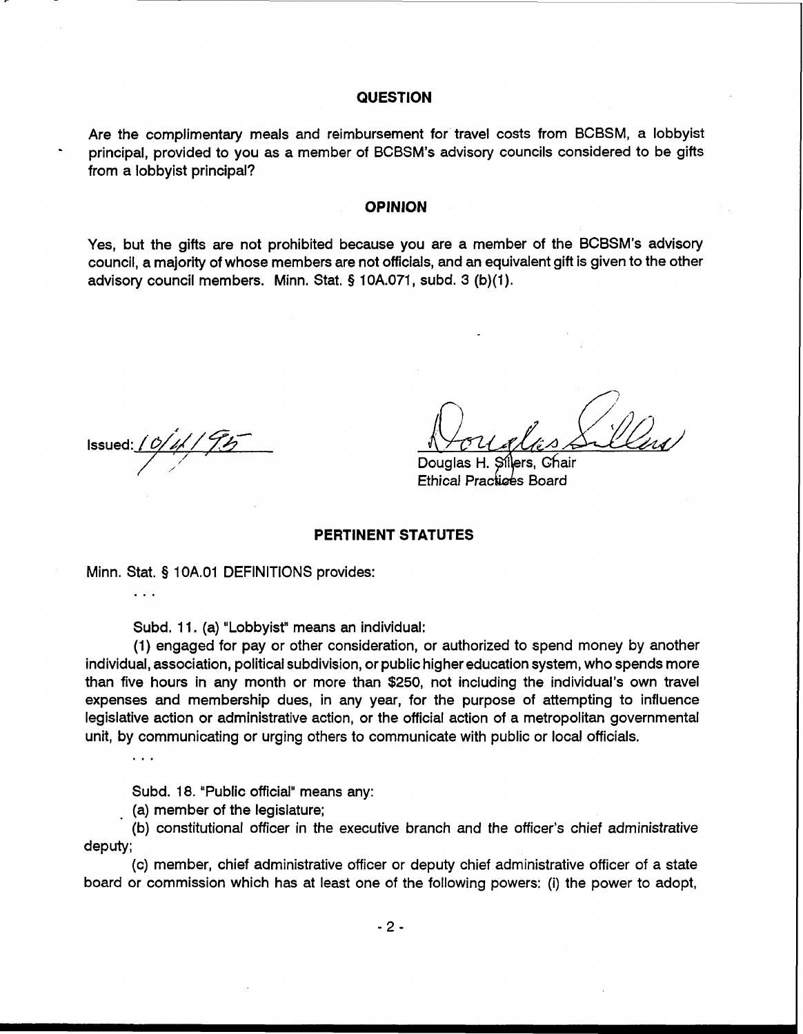## QUESTION

Are the complimentary meals and reimbursement for travel costs from BCBSM, a lobbyist principal, provided to you as a member of BCBSM's advisory councils considered to be gifts from a lobbyist principal?

## OPINION

Yes, but the gifts are not prohibited because you are a member of the BCBSM's advisory council, a majority of whose members are not officials, and an equivalent gift is given to the other advisory council members. Minn. Stat. § 10A.071, subd. 3 (b)(1).

Issued: 10/11/95

Douglas H. Sillers, Chair
Ethical Practices Board

## PERTINENT STATUTES

Minn. Stat. § 10A.01 DEFINITIONS provides:

. . .

Subd. 11. (a) "Lobbyist" means an individual:

(1) engaged for pay or other consideration, or authorized to spend money by another individual, association, political subdivision, or public higher education system, who spends more than five hours in any month or more than $250, not including the individual's own travel expenses and membership dues, in any year, for the purpose of attempting to influence legislative action or administrative action, or the official action of a metropolitan governmental unit, by communicating or urging others to communicate with public or local officials.

. . .

Subd. 18. "Public official" means any:

(a) member of the legislature;

(b) constitutional officer in the executive branch and the officer's chief administrative deputy;

(c) member, chief administrative officer or deputy chief administrative officer of a state board or commission which has at least one of the following powers: (i) the power to adopt,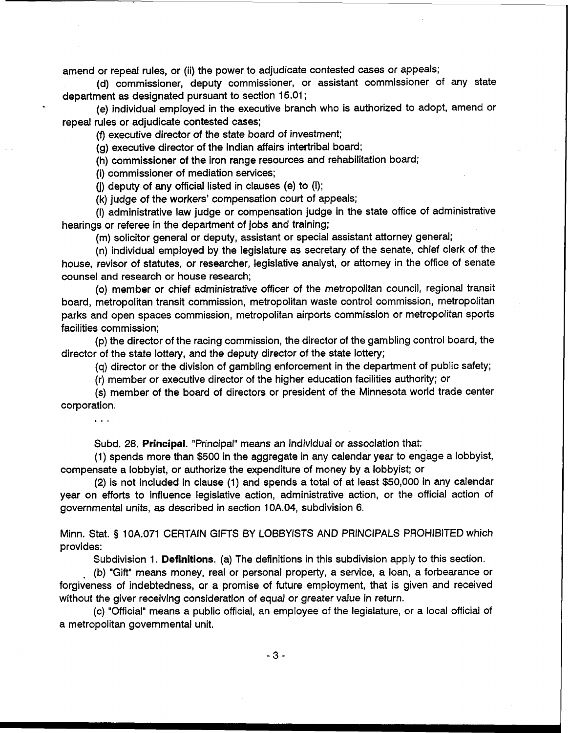amend or repeal rules, or (ii) the power to adjudicate contested cases or appeals;

(d) commissioner, deputy commissioner, or assistant commissioner of any state department as designated pursuant to section 15.01;

(e) individual employed in the executive branch who is authorized to adopt, amend or repeal rules or adjudicate contested cases;

(f) executive director of the state board of investment;

(g) executive director of the Indian affairs intertribal board;

(h) commissioner of the iron range resources and rehabilitation board;

(i) commissioner of mediation services;

(j) deputy of any official listed in clauses (e) to (i);

(k) judge of the workers' compensation court of appeals;

(l) administrative law judge or compensation judge in the state office of administrative hearings or referee in the department of jobs and training;

(m) solicitor general or deputy, assistant or special assistant attorney general;

(n) individual employed by the legislature as secretary of the senate, chief clerk of the house, revisor of statutes, or researcher, legislative analyst, or attorney in the office of senate counsel and research or house research;

(o) member or chief administrative officer of the metropolitan council, regional transit board, metropolitan transit commission, metropolitan waste control commission, metropolitan parks and open spaces commission, metropolitan airports commission or metropolitan sports facilities commission;

(p) the director of the racing commission, the director of the gambling control board, the director of the state lottery, and the deputy director of the state lottery;

(q) director or the division of gambling enforcement in the department of public safety;

(r) member or executive director of the higher education facilities authority; or

(s) member of the board of directors or president of the Minnesota world trade center corporation.

. . .

Subd. 28. **Principal.** "Principal" means an individual or association that:

(1) spends more than $500 in the aggregate in any calendar year to engage a lobbyist, compensate a lobbyist, or authorize the expenditure of money by a lobbyist; or

(2) is not included in clause (1) and spends a total of at least $50,000 in any calendar year on efforts to influence legislative action, administrative action, or the official action of governmental units, as described in section 10A.04, subdivision 6.

Minn. Stat. § 10A.071 CERTAIN GIFTS BY LOBBYISTS AND PRINCIPALS PROHIBITED which provides:

Subdivision 1. **Definitions.** (a) The definitions in this subdivision apply to this section.

(b) "Gift" means money, real or personal property, a service, a loan, a forbearance or forgiveness of indebtedness, or a promise of future employment, that is given and received without the giver receiving consideration of equal or greater value in return.

(c) "Official" means a public official, an employee of the legislature, or a local official of a metropolitan governmental unit.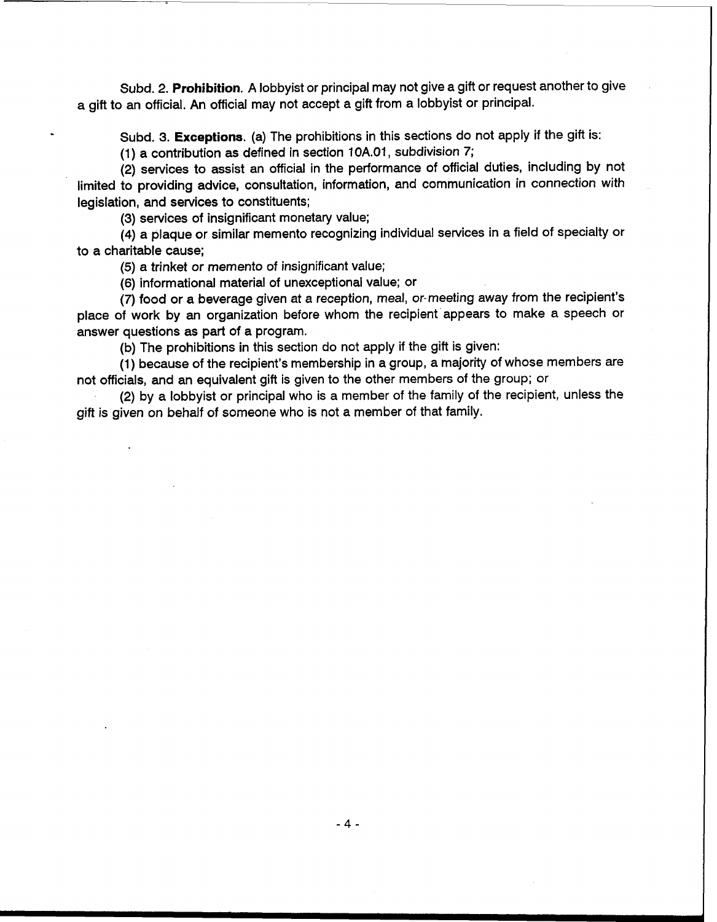Subd. 2. **Prohibition**. A lobbyist or principal may not give a gift or request another to give a gift to an official. An official may not accept a gift from a lobbyist or principal.

Subd. 3. **Exceptions**. (a) The prohibitions in this sections do not apply if the gift is:

(1) a contribution as defined in section 10A.01, subdivision 7;

(2) services to assist an official in the performance of official duties, including by not limited to providing advice, consultation, information, and communication in connection with legislation, and services to constituents;

(3) services of insignificant monetary value;

(4) a plaque or similar memento recognizing individual services in a field of specialty or to a charitable cause;

(5) a trinket or memento of insignificant value;

(6) informational material of unexceptional value; or

(7) food or a beverage given at a reception, meal, or meeting away from the recipient's place of work by an organization before whom the recipient appears to make a speech or answer questions as part of a program.

(b) The prohibitions in this section do not apply if the gift is given:

(1) because of the recipient's membership in a group, a majority of whose members are not officials, and an equivalent gift is given to the other members of the group; or

(2) by a lobbyist or principal who is a member of the family of the recipient, unless the gift is given on behalf of someone who is not a member of that family.